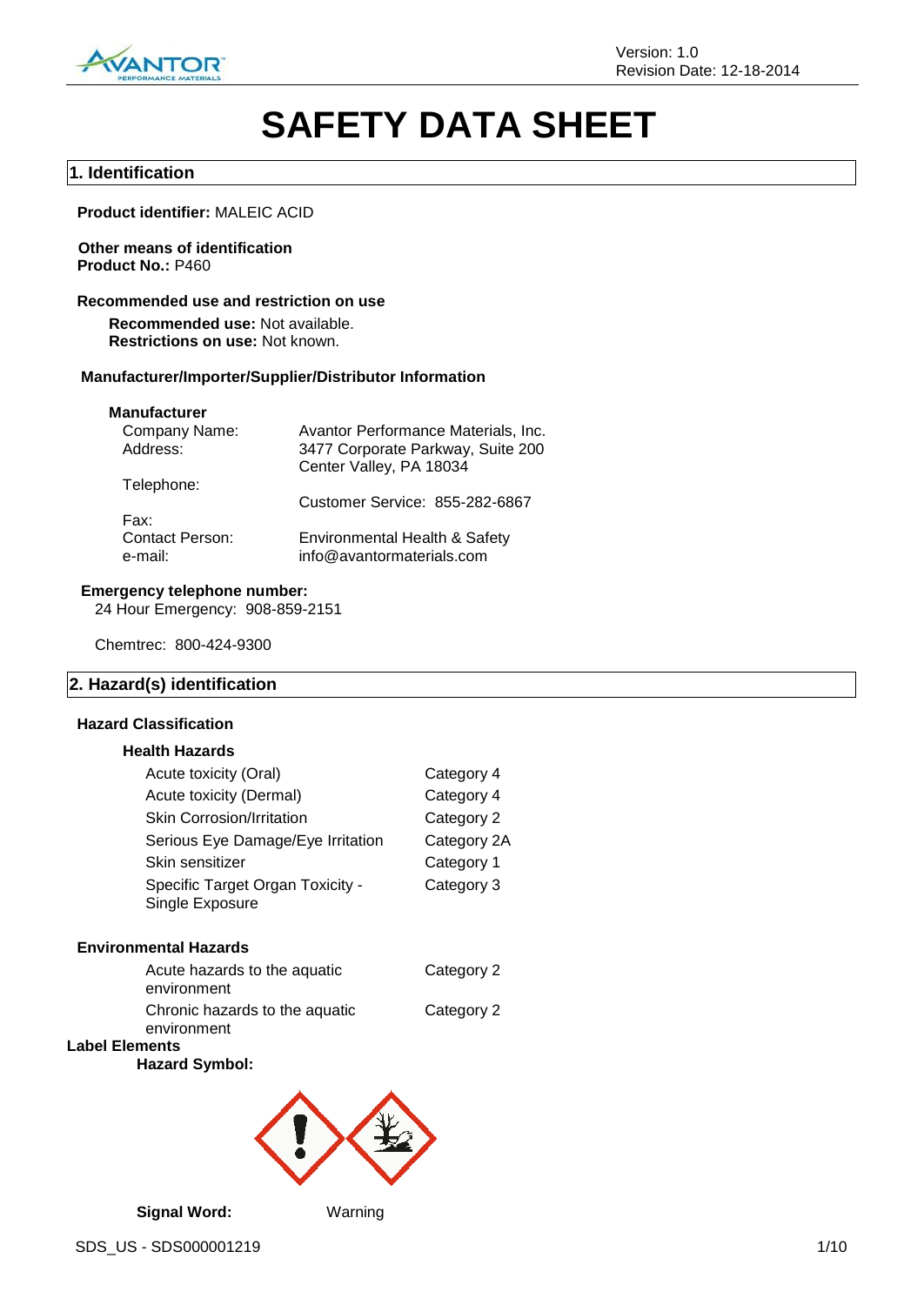# SAFETY DATA SHEET

## 1. Identification

**Product identifier:** MALEIC ACID

**Other means of identification**
**Product No.:** P460

**Recommended use and restriction on use**

**Recommended use:** Not available.
**Restrictions on use:** Not known.

**Manufacturer/Importer/Supplier/Distributor Information**

**Manufacturer**

| | |
|---|---|
| Company Name: | Avantor Performance Materials, Inc. |
| Address: | 3477 Corporate Parkway, Suite 200<br>Center Valley, PA 18034 |
| Telephone: | |
| | Customer Service: 855-282-6867 |
| Fax: | |
| Contact Person: | Environmental Health & Safety |
| e-mail: | info@avantormaterials.com |

**Emergency telephone number:**
24 Hour Emergency: 908-859-2151

Chemtrec: 800-424-9300

## 2. Hazard(s) identification

**Hazard Classification**

**Health Hazards**

| | |
|---|---|
| Acute toxicity (Oral) | Category 4 |
| Acute toxicity (Dermal) | Category 4 |
| Skin Corrosion/Irritation | Category 2 |
| Serious Eye Damage/Eye Irritation | Category 2A |
| Skin sensitizer | Category 1 |
| Specific Target Organ Toxicity - Single Exposure | Category 3 |

**Environmental Hazards**

| | |
|---|---|
| Acute hazards to the aquatic environment | Category 2 |
| Chronic hazards to the aquatic environment | Category 2 |

**Label Elements**

**Hazard Symbol:**

**Signal Word:** Warning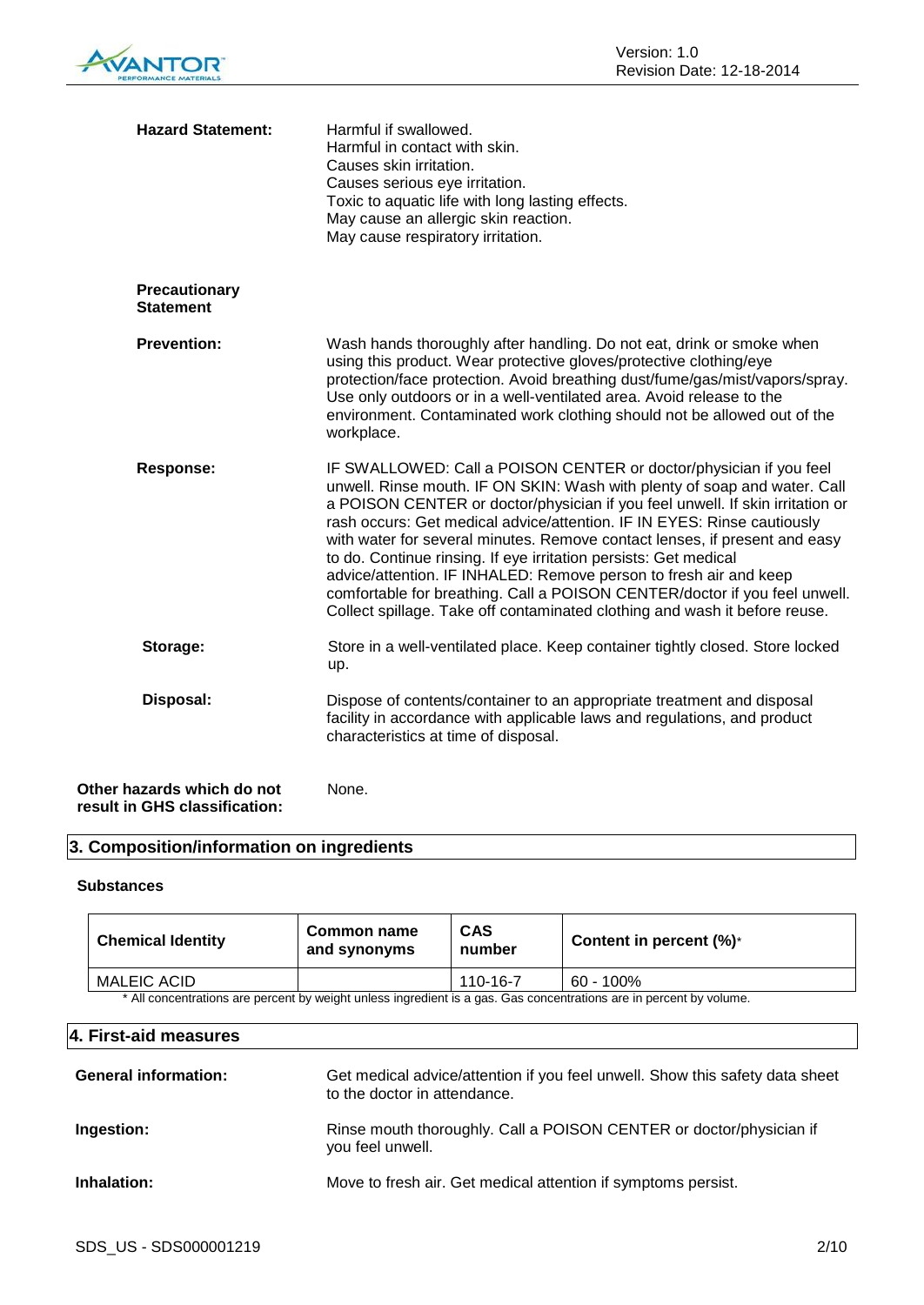**Hazard Statement:** Harmful if swallowed.
Harmful in contact with skin.
Causes skin irritation.
Causes serious eye irritation.
Toxic to aquatic life with long lasting effects.
May cause an allergic skin reaction.
May cause respiratory irritation.

**Precautionary Statement**

**Prevention:** Wash hands thoroughly after handling. Do not eat, drink or smoke when using this product. Wear protective gloves/protective clothing/eye protection/face protection. Avoid breathing dust/fume/gas/mist/vapors/spray. Use only outdoors or in a well-ventilated area. Avoid release to the environment. Contaminated work clothing should not be allowed out of the workplace.

**Response:** IF SWALLOWED: Call a POISON CENTER or doctor/physician if you feel unwell. Rinse mouth. IF ON SKIN: Wash with plenty of soap and water. Call a POISON CENTER or doctor/physician if you feel unwell. If skin irritation or rash occurs: Get medical advice/attention. IF IN EYES: Rinse cautiously with water for several minutes. Remove contact lenses, if present and easy to do. Continue rinsing. If eye irritation persists: Get medical advice/attention. IF INHALED: Remove person to fresh air and keep comfortable for breathing. Call a POISON CENTER/doctor if you feel unwell. Collect spillage. Take off contaminated clothing and wash it before reuse.

**Storage:** Store in a well-ventilated place. Keep container tightly closed. Store locked up.

**Disposal:** Dispose of contents/container to an appropriate treatment and disposal facility in accordance with applicable laws and regulations, and product characteristics at time of disposal.

**Other hazards which do not result in GHS classification:** None.

## 3. Composition/information on ingredients

**Substances**

| Chemical Identity | Common name and synonyms | CAS number | Content in percent (%)* |
|---|---|---|---|
| MALEIC ACID | | 110-16-7 | 60 - 100% |

\* All concentrations are percent by weight unless ingredient is a gas. Gas concentrations are in percent by volume.

## 4. First-aid measures

**General information:** Get medical advice/attention if you feel unwell. Show this safety data sheet to the doctor in attendance.

**Ingestion:** Rinse mouth thoroughly. Call a POISON CENTER or doctor/physician if you feel unwell.

**Inhalation:** Move to fresh air. Get medical attention if symptoms persist.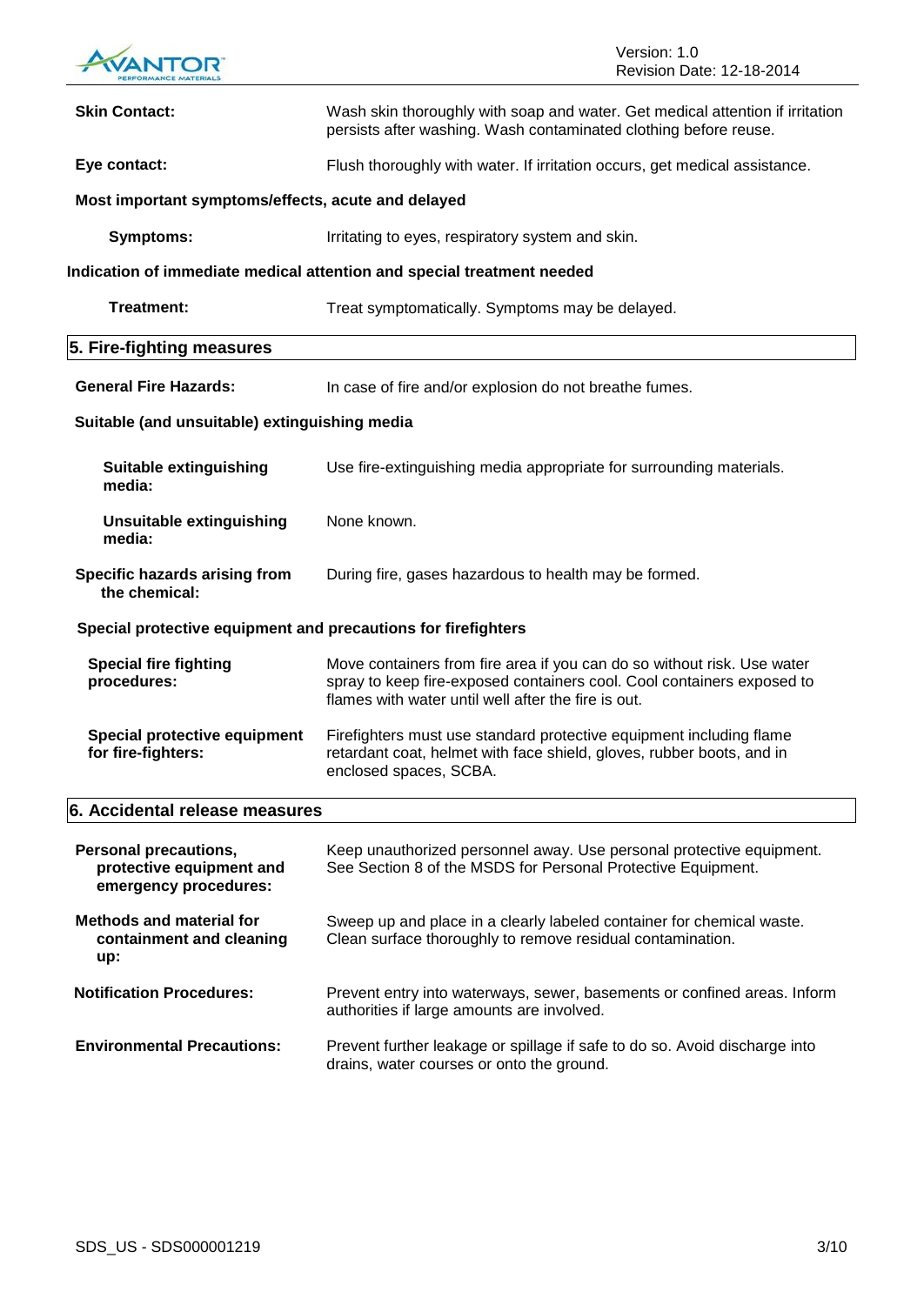**Skin Contact:** Wash skin thoroughly with soap and water. Get medical attention if irritation persists after washing. Wash contaminated clothing before reuse.

**Eye contact:** Flush thoroughly with water. If irritation occurs, get medical assistance.

**Most important symptoms/effects, acute and delayed**

**Symptoms:** Irritating to eyes, respiratory system and skin.

**Indication of immediate medical attention and special treatment needed**

**Treatment:** Treat symptomatically. Symptoms may be delayed.

## 5. Fire-fighting measures

**General Fire Hazards:** In case of fire and/or explosion do not breathe fumes.

**Suitable (and unsuitable) extinguishing media**

**Suitable extinguishing media:** Use fire-extinguishing media appropriate for surrounding materials.

**Unsuitable extinguishing media:** None known.

**Specific hazards arising from the chemical:** During fire, gases hazardous to health may be formed.

**Special protective equipment and precautions for firefighters**

**Special fire fighting procedures:** Move containers from fire area if you can do so without risk. Use water spray to keep fire-exposed containers cool. Cool containers exposed to flames with water until well after the fire is out.

**Special protective equipment for fire-fighters:** Firefighters must use standard protective equipment including flame retardant coat, helmet with face shield, gloves, rubber boots, and in enclosed spaces, SCBA.

## 6. Accidental release measures

**Personal precautions, protective equipment and emergency procedures:** Keep unauthorized personnel away. Use personal protective equipment. See Section 8 of the MSDS for Personal Protective Equipment.

**Methods and material for containment and cleaning up:** Sweep up and place in a clearly labeled container for chemical waste. Clean surface thoroughly to remove residual contamination.

**Notification Procedures:** Prevent entry into waterways, sewer, basements or confined areas. Inform authorities if large amounts are involved.

**Environmental Precautions:** Prevent further leakage or spillage if safe to do so. Avoid discharge into drains, water courses or onto the ground.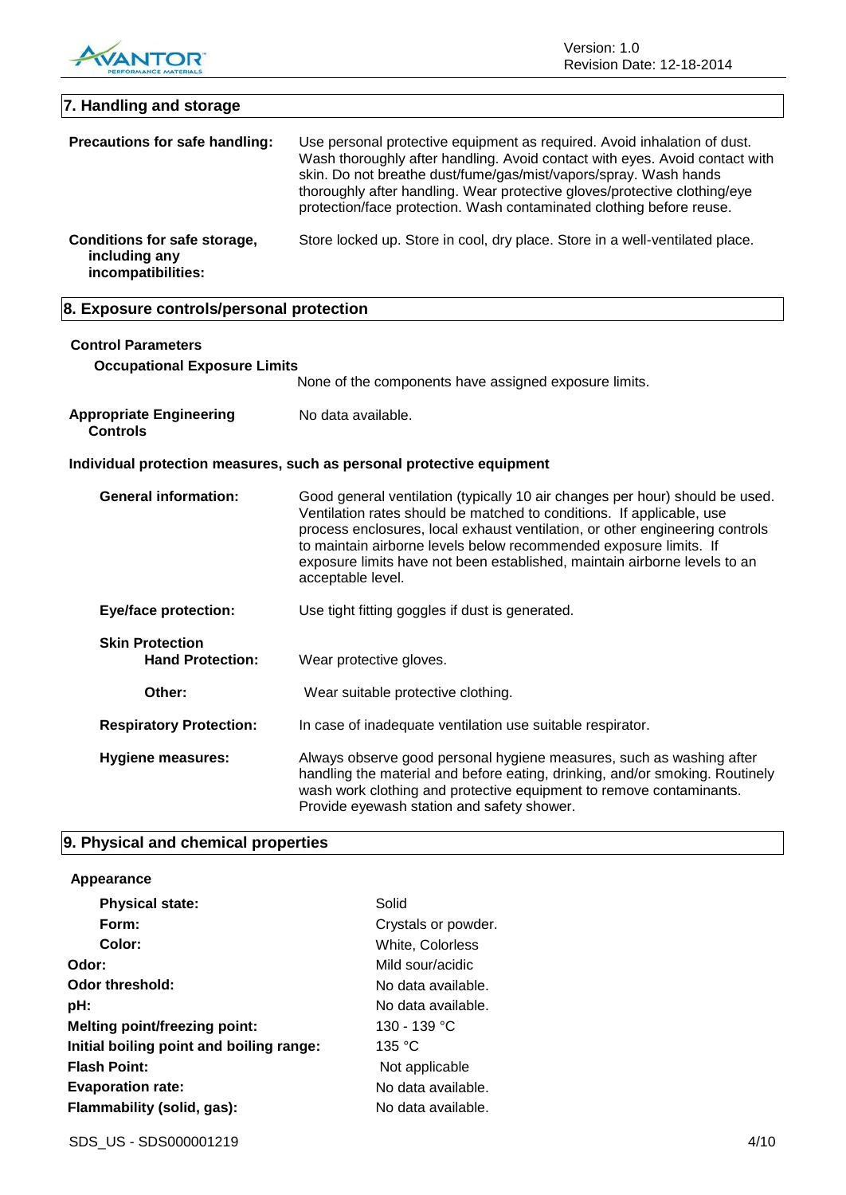## 7. Handling and storage

**Precautions for safe handling:** Use personal protective equipment as required. Avoid inhalation of dust. Wash thoroughly after handling. Avoid contact with eyes. Avoid contact with skin. Do not breathe dust/fume/gas/mist/vapors/spray. Wash hands thoroughly after handling. Wear protective gloves/protective clothing/eye protection/face protection. Wash contaminated clothing before reuse.

**Conditions for safe storage, including any incompatibilities:** Store locked up. Store in cool, dry place. Store in a well-ventilated place.

## 8. Exposure controls/personal protection

**Control Parameters**

**Occupational Exposure Limits**

None of the components have assigned exposure limits.

**Appropriate Engineering Controls:** No data available.

**Individual protection measures, such as personal protective equipment**

**General information:** Good general ventilation (typically 10 air changes per hour) should be used. Ventilation rates should be matched to conditions. If applicable, use process enclosures, local exhaust ventilation, or other engineering controls to maintain airborne levels below recommended exposure limits. If exposure limits have not been established, maintain airborne levels to an acceptable level.

**Eye/face protection:** Use tight fitting goggles if dust is generated.

**Skin Protection**

**Hand Protection:** Wear protective gloves.

**Other:** Wear suitable protective clothing.

**Respiratory Protection:** In case of inadequate ventilation use suitable respirator.

**Hygiene measures:** Always observe good personal hygiene measures, such as washing after handling the material and before eating, drinking, and/or smoking. Routinely wash work clothing and protective equipment to remove contaminants. Provide eyewash station and safety shower.

## 9. Physical and chemical properties

**Appearance**

| | |
|---|---|
| **Physical state:** | Solid |
| **Form:** | Crystals or powder. |
| **Color:** | White, Colorless |
| **Odor:** | Mild sour/acidic |
| **Odor threshold:** | No data available. |
| **pH:** | No data available. |
| **Melting point/freezing point:** | 130 - 139 °C |
| **Initial boiling point and boiling range:** | 135 °C |
| **Flash Point:** | Not applicable |
| **Evaporation rate:** | No data available. |
| **Flammability (solid, gas):** | No data available. |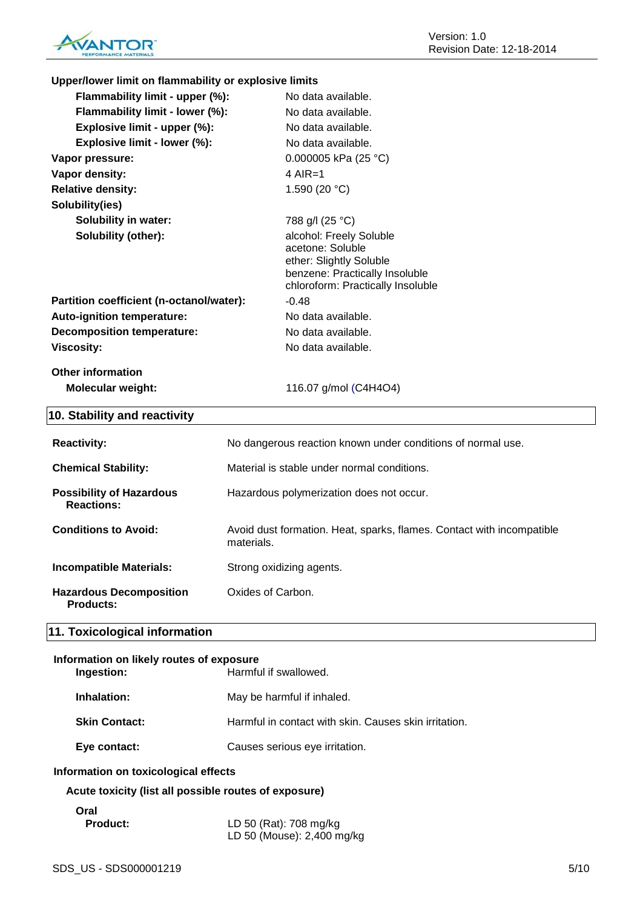**Upper/lower limit on flammability or explosive limits**

| | |
|---|---|
| **Flammability limit - upper (%):** | No data available. |
| **Flammability limit - lower (%):** | No data available. |
| **Explosive limit - upper (%):** | No data available. |
| **Explosive limit - lower (%):** | No data available. |
| **Vapor pressure:** | 0.000005 kPa (25 °C) |
| **Vapor density:** | 4 AIR=1 |
| **Relative density:** | 1.590 (20 °C) |
| **Solubility(ies)** | |
| **Solubility in water:** | 788 g/l (25 °C) |
| **Solubility (other):** | alcohol: Freely Soluble<br>acetone: Soluble<br>ether: Slightly Soluble<br>benzene: Practically Insoluble<br>chloroform: Practically Insoluble |
| **Partition coefficient (n-octanol/water):** | -0.48 |
| **Auto-ignition temperature:** | No data available. |
| **Decomposition temperature:** | No data available. |
| **Viscosity:** | No data available. |

**Other information**

| | |
|---|---|
| **Molecular weight:** | 116.07 g/mol ($C_4H_4O_4$) |

## 10. Stability and reactivity

| | |
|---|---|
| **Reactivity:** | No dangerous reaction known under conditions of normal use. |
| **Chemical Stability:** | Material is stable under normal conditions. |
| **Possibility of Hazardous Reactions:** | Hazardous polymerization does not occur. |
| **Conditions to Avoid:** | Avoid dust formation. Heat, sparks, flames. Contact with incompatible materials. |
| **Incompatible Materials:** | Strong oxidizing agents. |
| **Hazardous Decomposition Products:** | Oxides of Carbon. |

## 11. Toxicological information

**Information on likely routes of exposure**

| | |
|---|---|
| **Ingestion:** | Harmful if swallowed. |
| **Inhalation:** | May be harmful if inhaled. |
| **Skin Contact:** | Harmful in contact with skin. Causes skin irritation. |
| **Eye contact:** | Causes serious eye irritation. |

**Information on toxicological effects**

**Acute toxicity (list all possible routes of exposure)**

**Oral**

| | |
|---|---|
| **Product:** | LD 50 (Rat): 708 mg/kg<br>LD 50 (Mouse): 2,400 mg/kg |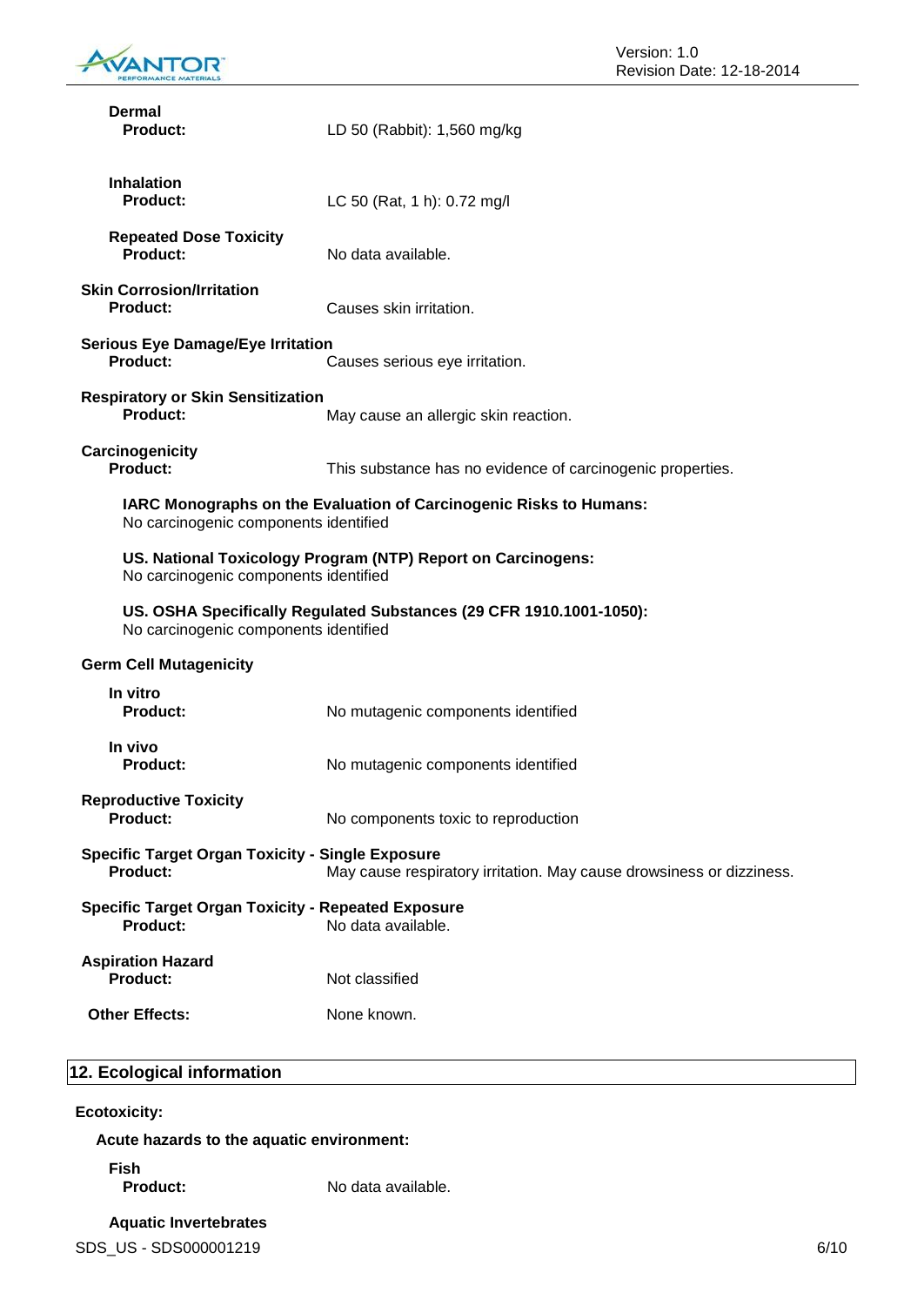**Dermal**

**Product:** LD 50 (Rabbit): 1,560 mg/kg

**Inhalation**

**Product:** LC 50 (Rat, 1 h): 0.72 mg/l

**Repeated Dose Toxicity**

**Product:** No data available.

**Skin Corrosion/Irritation**

**Product:** Causes skin irritation.

**Serious Eye Damage/Eye Irritation**

**Product:** Causes serious eye irritation.

**Respiratory or Skin Sensitization**

**Product:** May cause an allergic skin reaction.

**Carcinogenicity**

**Product:** This substance has no evidence of carcinogenic properties.

**IARC Monographs on the Evaluation of Carcinogenic Risks to Humans:**
No carcinogenic components identified

**US. National Toxicology Program (NTP) Report on Carcinogens:**
No carcinogenic components identified

**US. OSHA Specifically Regulated Substances (29 CFR 1910.1001-1050):**
No carcinogenic components identified

**Germ Cell Mutagenicity**

**In vitro**

**Product:** No mutagenic components identified

**In vivo**

**Product:** No mutagenic components identified

**Reproductive Toxicity**

**Product:** No components toxic to reproduction

**Specific Target Organ Toxicity - Single Exposure**

**Product:** May cause respiratory irritation. May cause drowsiness or dizziness.

**Specific Target Organ Toxicity - Repeated Exposure**

**Product:** No data available.

**Aspiration Hazard**

**Product:** Not classified

**Other Effects:** None known.

## 12. Ecological information

**Ecotoxicity:**

**Acute hazards to the aquatic environment:**

**Fish**

**Product:** No data available.

**Aquatic Invertebrates**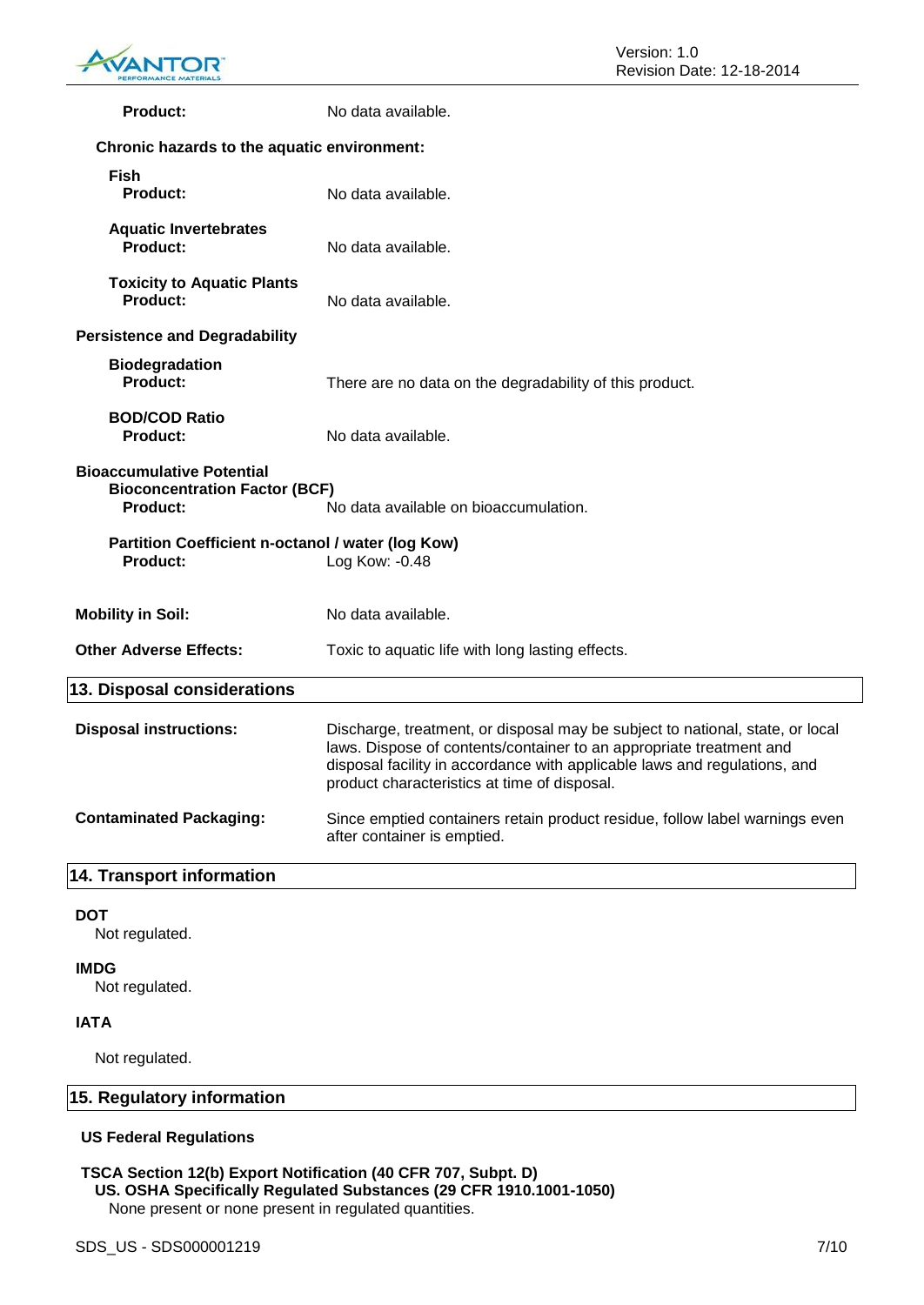**Product:** No data available.

**Chronic hazards to the aquatic environment:**

**Fish**
**Product:** No data available.

**Aquatic Invertebrates**
**Product:** No data available.

**Toxicity to Aquatic Plants**
**Product:** No data available.

**Persistence and Degradability**

**Biodegradation**
**Product:** There are no data on the degradability of this product.

**BOD/COD Ratio**
**Product:** No data available.

**Bioaccumulative Potential**
**Bioconcentration Factor (BCF)**
**Product:** No data available on bioaccumulation.

**Partition Coefficient n-octanol / water (log Kow)**
**Product:** Log Kow: -0.48

**Mobility in Soil:** No data available.

**Other Adverse Effects:** Toxic to aquatic life with long lasting effects.

## 13. Disposal considerations

**Disposal instructions:** Discharge, treatment, or disposal may be subject to national, state, or local laws. Dispose of contents/container to an appropriate treatment and disposal facility in accordance with applicable laws and regulations, and product characteristics at time of disposal.

**Contaminated Packaging:** Since emptied containers retain product residue, follow label warnings even after container is emptied.

## 14. Transport information

**DOT**
Not regulated.

**IMDG**
Not regulated.

**IATA**
Not regulated.

## 15. Regulatory information

**US Federal Regulations**

**TSCA Section 12(b) Export Notification (40 CFR 707, Subpt. D)**
**US. OSHA Specifically Regulated Substances (29 CFR 1910.1001-1050)**
None present or none present in regulated quantities.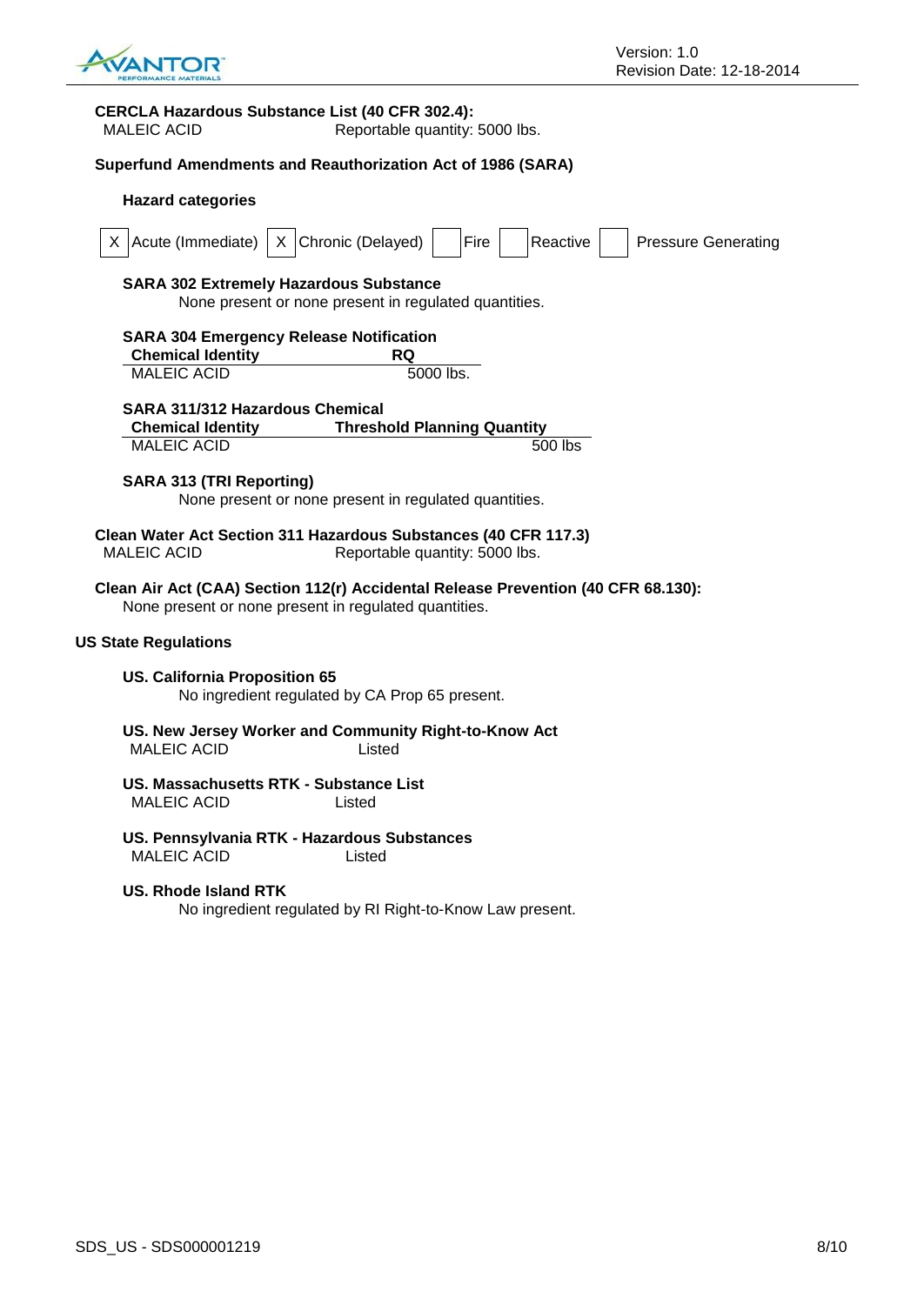**CERCLA Hazardous Substance List (40 CFR 302.4):**

MALEIC ACID Reportable quantity: 5000 lbs.

**Superfund Amendments and Reauthorization Act of 1986 (SARA)**

**Hazard categories**

| X | Acute (Immediate) | X | Chronic (Delayed) | | Fire | | Reactive | | Pressure Generating |
|---|---|---|---|---|---|---|---|---|---|

**SARA 302 Extremely Hazardous Substance**

None present or none present in regulated quantities.

**SARA 304 Emergency Release Notification**

| Chemical Identity | RQ |
|---|---|
| MALEIC ACID | 5000 lbs. |

**SARA 311/312 Hazardous Chemical**

| Chemical Identity | Threshold Planning Quantity |
|---|---|
| MALEIC ACID | 500 lbs |

**SARA 313 (TRI Reporting)**

None present or none present in regulated quantities.

**Clean Water Act Section 311 Hazardous Substances (40 CFR 117.3)**

MALEIC ACID Reportable quantity: 5000 lbs.

**Clean Air Act (CAA) Section 112(r) Accidental Release Prevention (40 CFR 68.130):**

None present or none present in regulated quantities.

**US State Regulations**

**US. California Proposition 65**

No ingredient regulated by CA Prop 65 present.

**US. New Jersey Worker and Community Right-to-Know Act**

MALEIC ACID Listed

**US. Massachusetts RTK - Substance List**

MALEIC ACID Listed

**US. Pennsylvania RTK - Hazardous Substances**

MALEIC ACID Listed

**US. Rhode Island RTK**

No ingredient regulated by RI Right-to-Know Law present.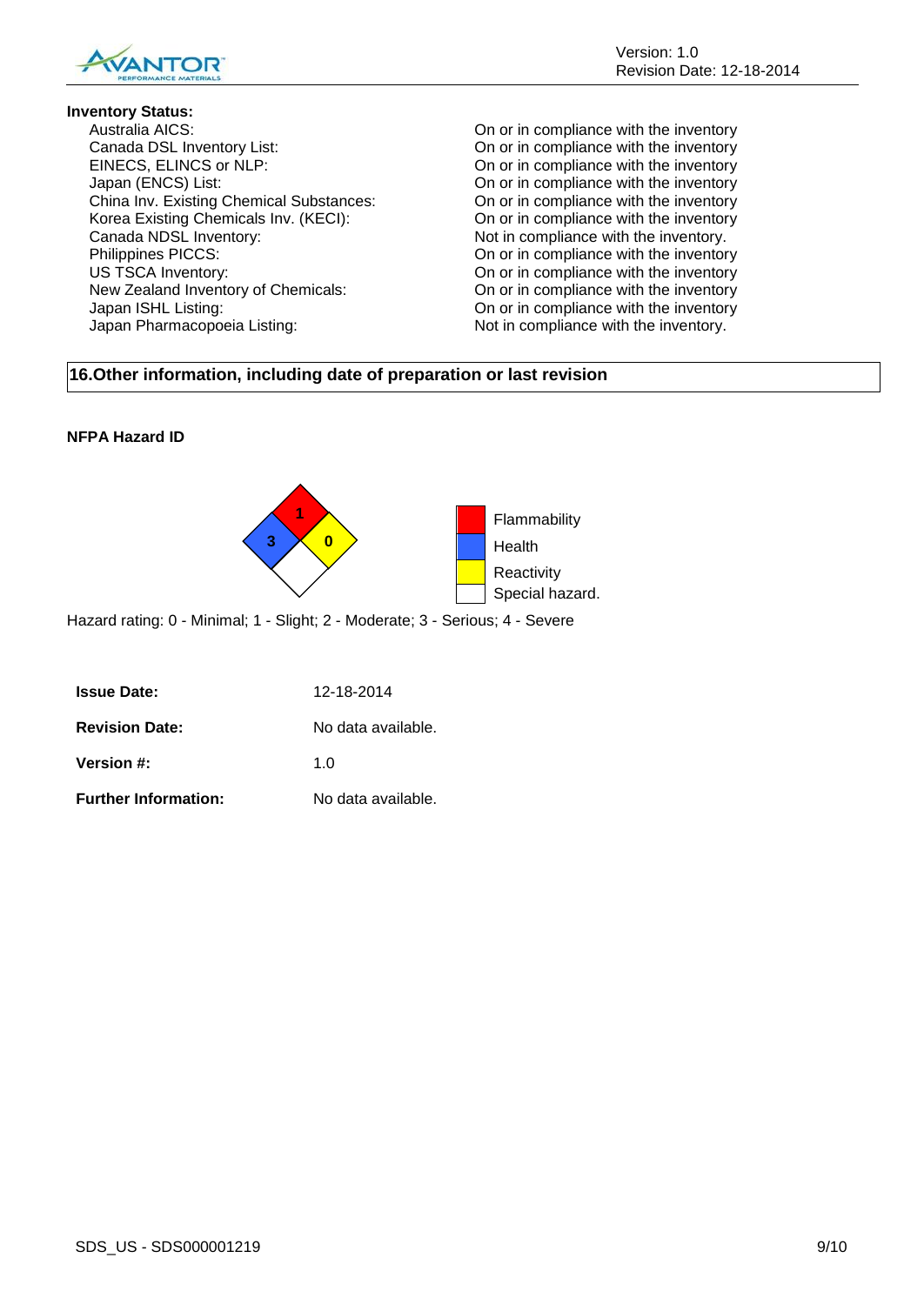**Inventory Status:**

| | |
|---|---|
| Australia AICS: | On or in compliance with the inventory |
| Canada DSL Inventory List: | On or in compliance with the inventory |
| EINECS, ELINCS or NLP: | On or in compliance with the inventory |
| Japan (ENCS) List: | On or in compliance with the inventory |
| China Inv. Existing Chemical Substances: | On or in compliance with the inventory |
| Korea Existing Chemicals Inv. (KECI): | On or in compliance with the inventory |
| Canada NDSL Inventory: | Not in compliance with the inventory. |
| Philippines PICCS: | On or in compliance with the inventory |
| US TSCA Inventory: | On or in compliance with the inventory |
| New Zealand Inventory of Chemicals: | On or in compliance with the inventory |
| Japan ISHL Listing: | On or in compliance with the inventory |
| Japan Pharmacopoeia Listing: | Not in compliance with the inventory. |

## 16.Other information, including date of preparation or last revision

**NFPA Hazard ID**

Flammability: 1
Health: 3
Reactivity: 0
Special hazard.

Hazard rating: 0 - Minimal; 1 - Slight; 2 - Moderate; 3 - Serious; 4 - Severe

| | |
|---|---|
| **Issue Date:** | 12-18-2014 |
| **Revision Date:** | No data available. |
| **Version #:** | 1.0 |
| **Further Information:** | No data available. |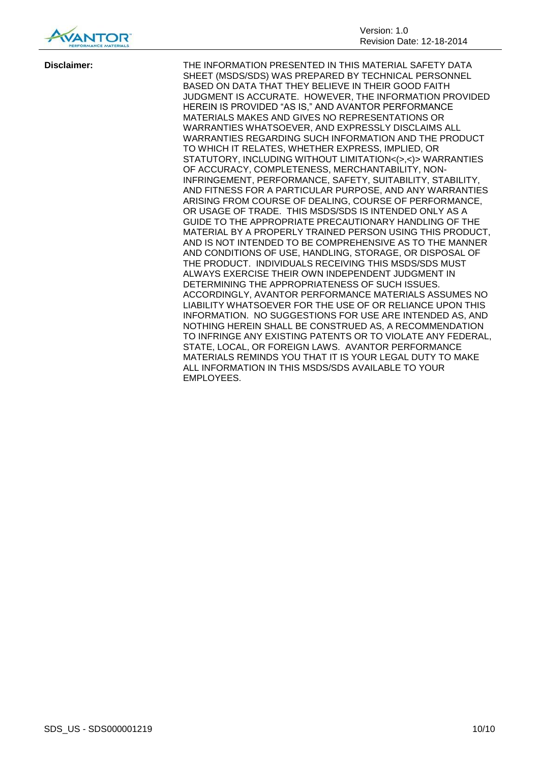**Disclaimer:**

THE INFORMATION PRESENTED IN THIS MATERIAL SAFETY DATA SHEET (MSDS/SDS) WAS PREPARED BY TECHNICAL PERSONNEL BASED ON DATA THAT THEY BELIEVE IN THEIR GOOD FAITH JUDGMENT IS ACCURATE. HOWEVER, THE INFORMATION PROVIDED HEREIN IS PROVIDED "AS IS," AND AVANTOR PERFORMANCE MATERIALS MAKES AND GIVES NO REPRESENTATIONS OR WARRANTIES WHATSOEVER, AND EXPRESSLY DISCLAIMS ALL WARRANTIES REGARDING SUCH INFORMATION AND THE PRODUCT TO WHICH IT RELATES, WHETHER EXPRESS, IMPLIED, OR STATUTORY, INCLUDING WITHOUT LIMITATION<(>,<)> WARRANTIES OF ACCURACY, COMPLETENESS, MERCHANTABILITY, NON-INFRINGEMENT, PERFORMANCE, SAFETY, SUITABILITY, STABILITY, AND FITNESS FOR A PARTICULAR PURPOSE, AND ANY WARRANTIES ARISING FROM COURSE OF DEALING, COURSE OF PERFORMANCE, OR USAGE OF TRADE. THIS MSDS/SDS IS INTENDED ONLY AS A GUIDE TO THE APPROPRIATE PRECAUTIONARY HANDLING OF THE MATERIAL BY A PROPERLY TRAINED PERSON USING THIS PRODUCT, AND IS NOT INTENDED TO BE COMPREHENSIVE AS TO THE MANNER AND CONDITIONS OF USE, HANDLING, STORAGE, OR DISPOSAL OF THE PRODUCT. INDIVIDUALS RECEIVING THIS MSDS/SDS MUST ALWAYS EXERCISE THEIR OWN INDEPENDENT JUDGMENT IN DETERMINING THE APPROPRIATENESS OF SUCH ISSUES. ACCORDINGLY, AVANTOR PERFORMANCE MATERIALS ASSUMES NO LIABILITY WHATSOEVER FOR THE USE OF OR RELIANCE UPON THIS INFORMATION. NO SUGGESTIONS FOR USE ARE INTENDED AS, AND NOTHING HEREIN SHALL BE CONSTRUED AS, A RECOMMENDATION TO INFRINGE ANY EXISTING PATENTS OR TO VIOLATE ANY FEDERAL, STATE, LOCAL, OR FOREIGN LAWS. AVANTOR PERFORMANCE MATERIALS REMINDS YOU THAT IT IS YOUR LEGAL DUTY TO MAKE ALL INFORMATION IN THIS MSDS/SDS AVAILABLE TO YOUR EMPLOYEES.